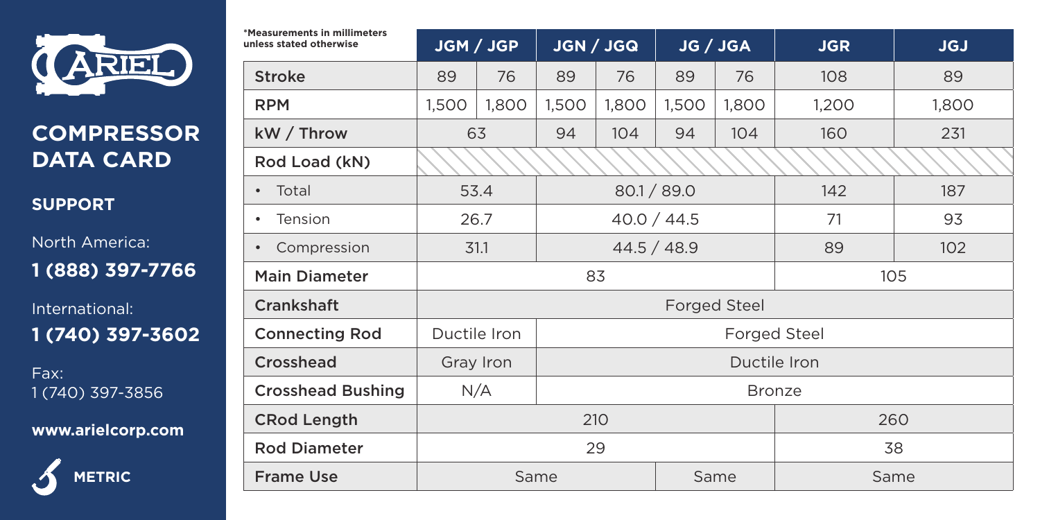# COMPRESSOR DATA CARD

## SUPPORT

North America:

**1 (888) 397-7766**

International:

**1 (740) 397-3602**

Fax:
1 (740) 397-3856

**www.arielcorp.com**

**METRIC**

| *Measurements in millimeters unless stated otherwise | JGM / JGP | | JGN / JGQ | | JG / JGA | | JGR | JGJ |
|---|---|---|---|---|---|---|---|---|
| Stroke | 89 | 76 | 89 | 76 | 89 | 76 | 108 | 89 |
| RPM | 1,500 | 1,800 | 1,500 | 1,800 | 1,500 | 1,800 | 1,200 | 1,800 |
| kW / Throw | 63 | | 94 | 104 | 94 | 104 | 160 | 231 |
| Rod Load (kN) | | | | | | | | |
| • Total | 53.4 | | 80.1 / 89.0 | | | | 142 | 187 |
| • Tension | 26.7 | | 40.0 / 44.5 | | | | 71 | 93 |
| • Compression | 31.1 | | 44.5 / 48.9 | | | | 89 | 102 |
| Main Diameter | 83 | | | | | | 105 | |
| Crankshaft | Forged Steel | | | | | | | |
| Connecting Rod | Ductile Iron | | Forged Steel | | | | | |
| Crosshead | Gray Iron | | Ductile Iron | | | | | |
| Crosshead Bushing | N/A | | Bronze | | | | | |
| CRod Length | 210 | | | | | | 260 | |
| Rod Diameter | 29 | | | | | | 38 | |
| Frame Use | Same | | | | Same | | Same | |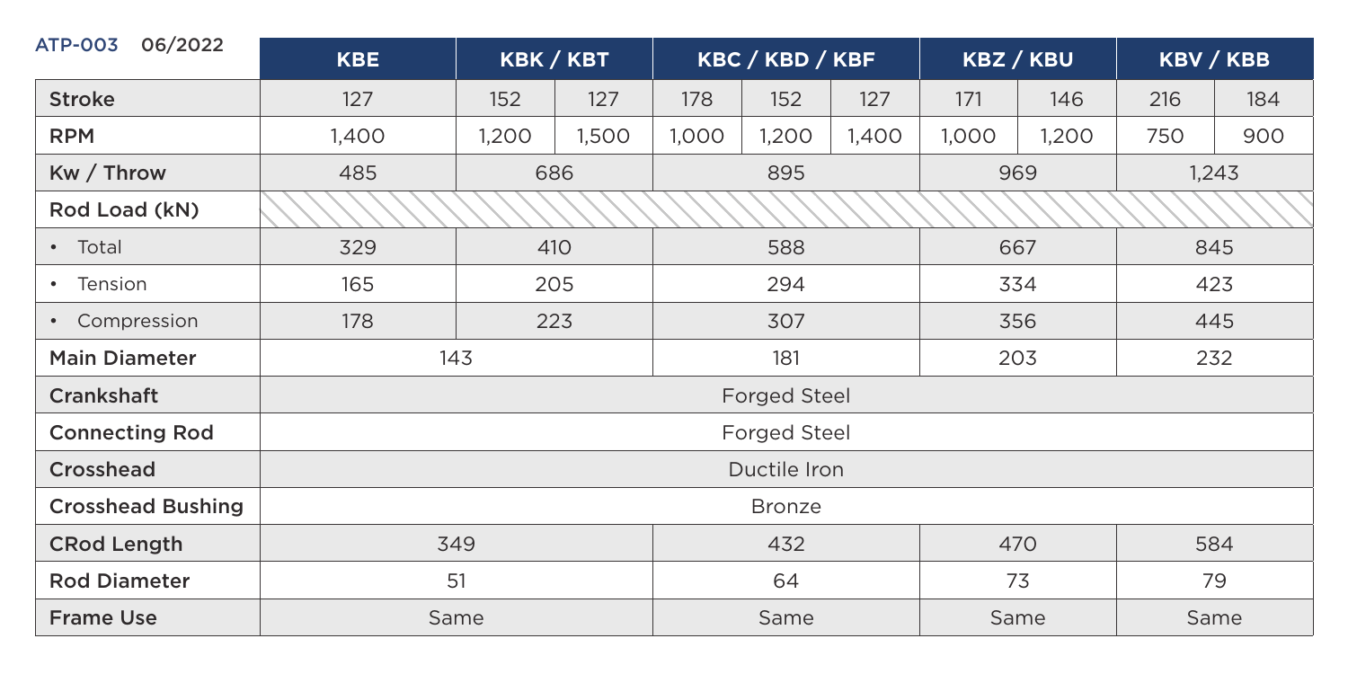| ATP-003 06/2022 | KBE | KBK / KBT | | KBC / KBD / KBF | | | KBZ / KBU | | KBV / KBB | |
|---|---|---|---|---|---|---|---|---|---|---|
| **Stroke** | 127 | 152 | 127 | 178 | 152 | 127 | 171 | 146 | 216 | 184 |
| **RPM** | 1,400 | 1,200 | 1,500 | 1,000 | 1,200 | 1,400 | 1,000 | 1,200 | 750 | 900 |
| **Kw / Throw** | 485 | 686 | | 895 | | | 969 | | 1,243 | |
| **Rod Load (kN)** | | | | | | | | | | |
| • Total | 329 | 410 | | 588 | | | 667 | | 845 | |
| • Tension | 165 | 205 | | 294 | | | 334 | | 423 | |
| • Compression | 178 | 223 | | 307 | | | 356 | | 445 | |
| **Main Diameter** | 143 | | | 181 | | | 203 | | 232 | |
| **Crankshaft** | Forged Steel | | | | | | | | | |
| **Connecting Rod** | Forged Steel | | | | | | | | | |
| **Crosshead** | Ductile Iron | | | | | | | | | |
| **Crosshead Bushing** | Bronze | | | | | | | | | |
| **CRod Length** | 349 | | | 432 | | | 470 | | 584 | |
| **Rod Diameter** | 51 | | | 64 | | | 73 | | 79 | |
| **Frame Use** | Same | | | Same | | | Same | | Same | |